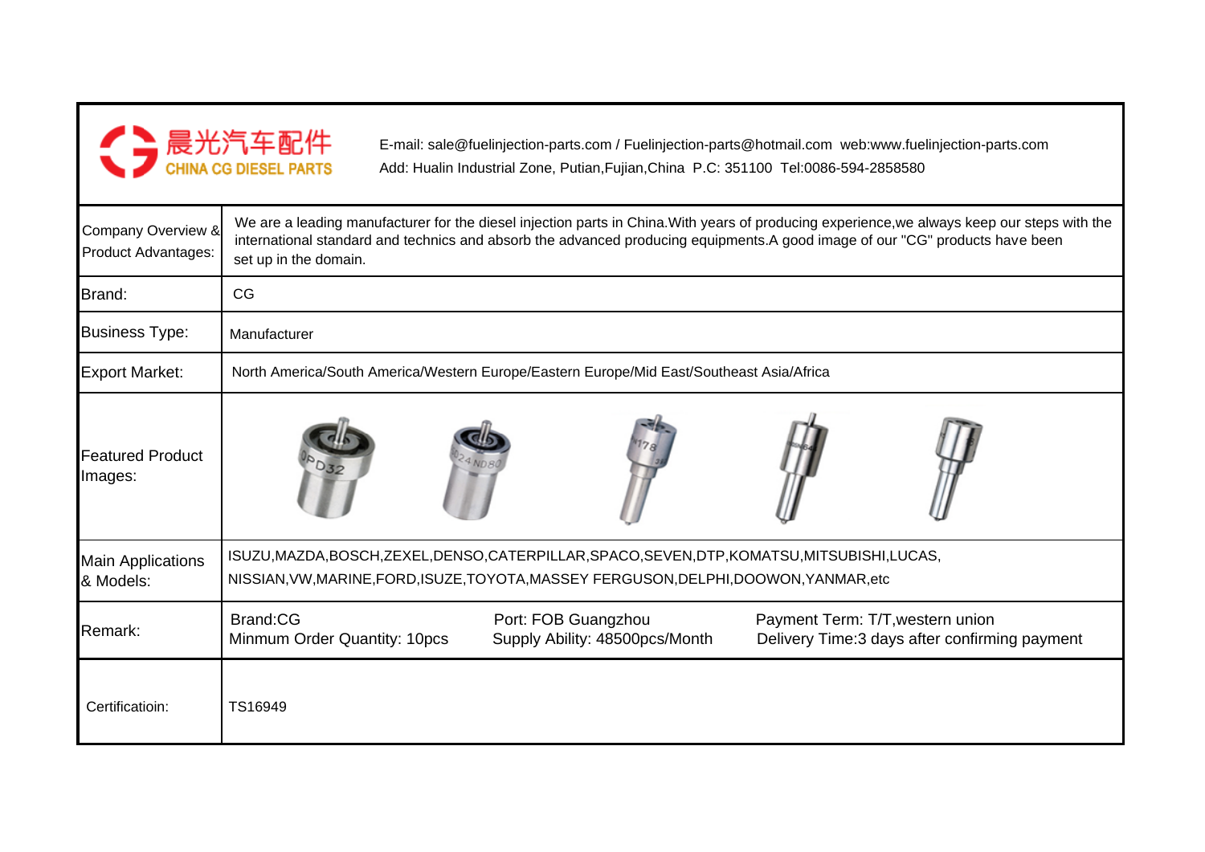晨光汽车配件
CHINA CG DIESEL PARTS

E-mail: sale@fuelinjection-parts.com / Fuelinjection-parts@hotmail.com web:www.fuelinjection-parts.com
Add: Hualin Industrial Zone, Putian,Fujian,China P.C: 351100 Tel:0086-594-2858580

| | |
|---|---|
| Company Overview & Product Advantages: | We are a leading manufacturer for the diesel injection parts in China.With years of producing experience,we always keep our steps with the international standard and technics and absorb the advanced producing equipments.A good image of our "CG" products have been set up in the domain. |
| Brand: | CG |
| Business Type: | Manufacturer |
| Export Market: | North America/South America/Western Europe/Eastern Europe/Mid East/Southeast Asia/Africa |
| Featured Product Images: | |
| Main Applications & Models: | ISUZU,MAZDA,BOSCH,ZEXEL,DENSO,CATERPILLAR,SPACO,SEVEN,DTP,KOMATSU,MITSUBISHI,LUCAS, NISSIAN,VW,MARINE,FORD,ISUZE,TOYOTA,MASSEY FERGUSON,DELPHI,DOOWON,YANMAR,etc |
| Remark: | Brand:CG<br>Minmum Order Quantity: 10pcs<br>Port: FOB Guangzhou<br>Supply Ability: 48500pcs/Month<br>Payment Term: T/T,western union<br>Delivery Time:3 days after confirming payment |
| Certificatioin: | TS16949 |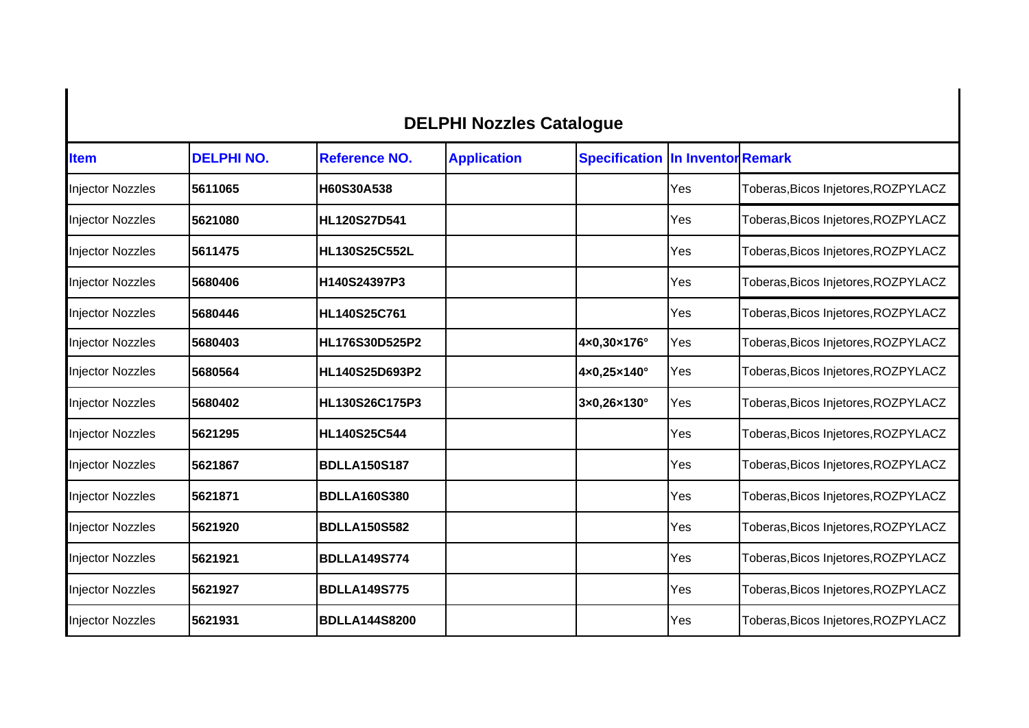## DELPHI Nozzles Catalogue

| Item | DELPHI NO. | Reference NO. | Application | Specification | In Inventor | Remark |
|---|---|---|---|---|---|---|
| Injector Nozzles | **5611065** | **H60S30A538** | | | Yes | Toberas,Bicos Injetores,ROZPYLACZ |
| Injector Nozzles | **5621080** | **HL120S27D541** | | | Yes | Toberas,Bicos Injetores,ROZPYLACZ |
| Injector Nozzles | **5611475** | **HL130S25C552L** | | | Yes | Toberas,Bicos Injetores,ROZPYLACZ |
| Injector Nozzles | **5680406** | **H140S24397P3** | | | Yes | Toberas,Bicos Injetores,ROZPYLACZ |
| Injector Nozzles | **5680446** | **HL140S25C761** | | | Yes | Toberas,Bicos Injetores,ROZPYLACZ |
| Injector Nozzles | **5680403** | **HL176S30D525P2** | | **4×0,30×176°** | Yes | Toberas,Bicos Injetores,ROZPYLACZ |
| Injector Nozzles | **5680564** | **HL140S25D693P2** | | **4×0,25×140°** | Yes | Toberas,Bicos Injetores,ROZPYLACZ |
| Injector Nozzles | **5680402** | **HL130S26C175P3** | | **3×0,26×130°** | Yes | Toberas,Bicos Injetores,ROZPYLACZ |
| Injector Nozzles | **5621295** | **HL140S25C544** | | | Yes | Toberas,Bicos Injetores,ROZPYLACZ |
| Injector Nozzles | **5621867** | **BDLLA150S187** | | | Yes | Toberas,Bicos Injetores,ROZPYLACZ |
| Injector Nozzles | **5621871** | **BDLLA160S380** | | | Yes | Toberas,Bicos Injetores,ROZPYLACZ |
| Injector Nozzles | **5621920** | **BDLLA150S582** | | | Yes | Toberas,Bicos Injetores,ROZPYLACZ |
| Injector Nozzles | **5621921** | **BDLLA149S774** | | | Yes | Toberas,Bicos Injetores,ROZPYLACZ |
| Injector Nozzles | **5621927** | **BDLLA149S775** | | | Yes | Toberas,Bicos Injetores,ROZPYLACZ |
| Injector Nozzles | **5621931** | **BDLLA144S8200** | | | Yes | Toberas,Bicos Injetores,ROZPYLACZ |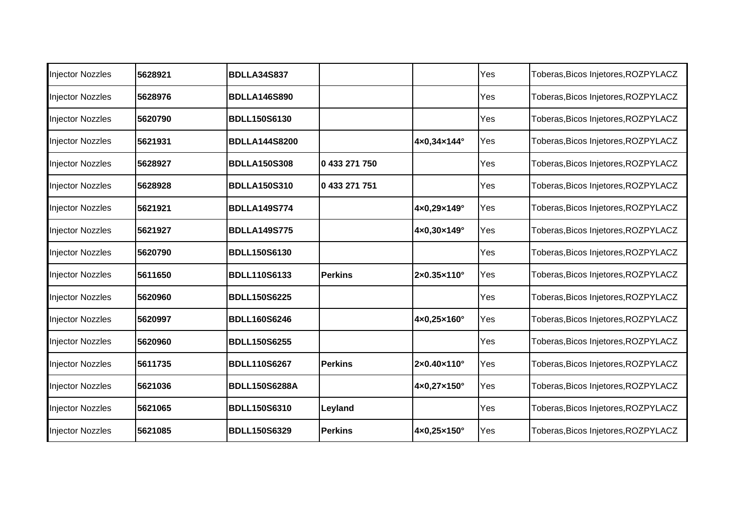| | | | | | | |
|---|---|---|---|---|---|---|
| Injector Nozzles | **5628921** | **BDLLA34S837** | | | Yes | Toberas,Bicos Injetores,ROZPYLACZ |
| Injector Nozzles | **5628976** | **BDLLA146S890** | | | Yes | Toberas,Bicos Injetores,ROZPYLACZ |
| Injector Nozzles | **5620790** | **BDLL150S6130** | | | Yes | Toberas,Bicos Injetores,ROZPYLACZ |
| Injector Nozzles | **5621931** | **BDLLA144S8200** | | **4×0,34×144°** | Yes | Toberas,Bicos Injetores,ROZPYLACZ |
| Injector Nozzles | **5628927** | **BDLLA150S308** | **0 433 271 750** | | Yes | Toberas,Bicos Injetores,ROZPYLACZ |
| Injector Nozzles | **5628928** | **BDLLA150S310** | **0 433 271 751** | | Yes | Toberas,Bicos Injetores,ROZPYLACZ |
| Injector Nozzles | **5621921** | **BDLLA149S774** | | **4×0,29×149°** | Yes | Toberas,Bicos Injetores,ROZPYLACZ |
| Injector Nozzles | **5621927** | **BDLLA149S775** | | **4×0,30×149°** | Yes | Toberas,Bicos Injetores,ROZPYLACZ |
| Injector Nozzles | **5620790** | **BDLL150S6130** | | | Yes | Toberas,Bicos Injetores,ROZPYLACZ |
| Injector Nozzles | **5611650** | **BDLL110S6133** | **Perkins** | **2×0.35×110°** | Yes | Toberas,Bicos Injetores,ROZPYLACZ |
| Injector Nozzles | **5620960** | **BDLL150S6225** | | | Yes | Toberas,Bicos Injetores,ROZPYLACZ |
| Injector Nozzles | **5620997** | **BDLL160S6246** | | **4×0,25×160°** | Yes | Toberas,Bicos Injetores,ROZPYLACZ |
| Injector Nozzles | **5620960** | **BDLL150S6255** | | | Yes | Toberas,Bicos Injetores,ROZPYLACZ |
| Injector Nozzles | **5611735** | **BDLL110S6267** | **Perkins** | **2×0.40×110°** | Yes | Toberas,Bicos Injetores,ROZPYLACZ |
| Injector Nozzles | **5621036** | **BDLL150S6288A** | | **4×0,27×150°** | Yes | Toberas,Bicos Injetores,ROZPYLACZ |
| Injector Nozzles | **5621065** | **BDLL150S6310** | **Leyland** | | Yes | Toberas,Bicos Injetores,ROZPYLACZ |
| Injector Nozzles | **5621085** | **BDLL150S6329** | **Perkins** | **4×0,25×150°** | Yes | Toberas,Bicos Injetores,ROZPYLACZ |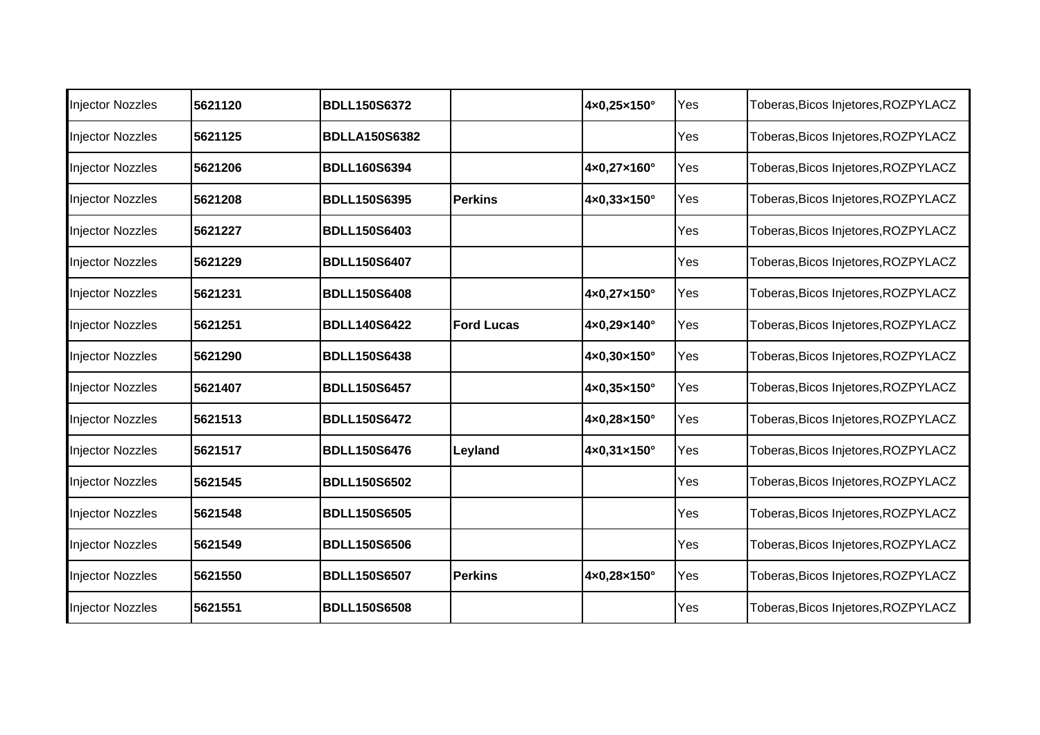| | | | | | | |
|---|---|---|---|---|---|---|
| Injector Nozzles | **5621120** | **BDLL150S6372** | | **4×0,25×150°** | Yes | Toberas,Bicos Injetores,ROZPYLACZ |
| Injector Nozzles | **5621125** | **BDLLA150S6382** | | | Yes | Toberas,Bicos Injetores,ROZPYLACZ |
| Injector Nozzles | **5621206** | **BDLL160S6394** | | **4×0,27×160°** | Yes | Toberas,Bicos Injetores,ROZPYLACZ |
| Injector Nozzles | **5621208** | **BDLL150S6395** | **Perkins** | **4×0,33×150°** | Yes | Toberas,Bicos Injetores,ROZPYLACZ |
| Injector Nozzles | **5621227** | **BDLL150S6403** | | | Yes | Toberas,Bicos Injetores,ROZPYLACZ |
| Injector Nozzles | **5621229** | **BDLL150S6407** | | | Yes | Toberas,Bicos Injetores,ROZPYLACZ |
| Injector Nozzles | **5621231** | **BDLL150S6408** | | **4×0,27×150°** | Yes | Toberas,Bicos Injetores,ROZPYLACZ |
| Injector Nozzles | **5621251** | **BDLL140S6422** | **Ford Lucas** | **4×0,29×140°** | Yes | Toberas,Bicos Injetores,ROZPYLACZ |
| Injector Nozzles | **5621290** | **BDLL150S6438** | | **4×0,30×150°** | Yes | Toberas,Bicos Injetores,ROZPYLACZ |
| Injector Nozzles | **5621407** | **BDLL150S6457** | | **4×0,35×150°** | Yes | Toberas,Bicos Injetores,ROZPYLACZ |
| Injector Nozzles | **5621513** | **BDLL150S6472** | | **4×0,28×150°** | Yes | Toberas,Bicos Injetores,ROZPYLACZ |
| Injector Nozzles | **5621517** | **BDLL150S6476** | **Leyland** | **4×0,31×150°** | Yes | Toberas,Bicos Injetores,ROZPYLACZ |
| Injector Nozzles | **5621545** | **BDLL150S6502** | | | Yes | Toberas,Bicos Injetores,ROZPYLACZ |
| Injector Nozzles | **5621548** | **BDLL150S6505** | | | Yes | Toberas,Bicos Injetores,ROZPYLACZ |
| Injector Nozzles | **5621549** | **BDLL150S6506** | | | Yes | Toberas,Bicos Injetores,ROZPYLACZ |
| Injector Nozzles | **5621550** | **BDLL150S6507** | **Perkins** | **4×0,28×150°** | Yes | Toberas,Bicos Injetores,ROZPYLACZ |
| Injector Nozzles | **5621551** | **BDLL150S6508** | | | Yes | Toberas,Bicos Injetores,ROZPYLACZ |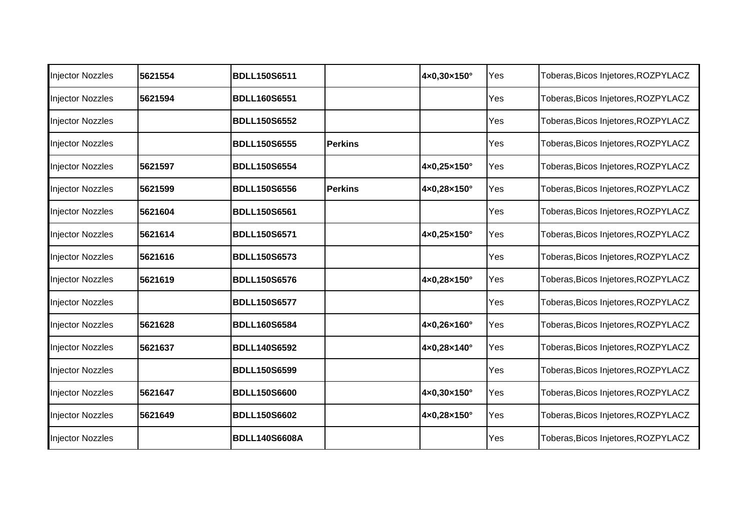| | | | | | | |
|---|---|---|---|---|---|---|
| Injector Nozzles | **5621554** | **BDLL150S6511** | | **4×0,30×150°** | Yes | Toberas,Bicos Injetores,ROZPYLACZ |
| Injector Nozzles | **5621594** | **BDLL160S6551** | | | Yes | Toberas,Bicos Injetores,ROZPYLACZ |
| Injector Nozzles | | **BDLL150S6552** | | | Yes | Toberas,Bicos Injetores,ROZPYLACZ |
| Injector Nozzles | | **BDLL150S6555** | **Perkins** | | Yes | Toberas,Bicos Injetores,ROZPYLACZ |
| Injector Nozzles | **5621597** | **BDLL150S6554** | | **4×0,25×150°** | Yes | Toberas,Bicos Injetores,ROZPYLACZ |
| Injector Nozzles | **5621599** | **BDLL150S6556** | **Perkins** | **4×0,28×150°** | Yes | Toberas,Bicos Injetores,ROZPYLACZ |
| Injector Nozzles | **5621604** | **BDLL150S6561** | | | Yes | Toberas,Bicos Injetores,ROZPYLACZ |
| Injector Nozzles | **5621614** | **BDLL150S6571** | | **4×0,25×150°** | Yes | Toberas,Bicos Injetores,ROZPYLACZ |
| Injector Nozzles | **5621616** | **BDLL150S6573** | | | Yes | Toberas,Bicos Injetores,ROZPYLACZ |
| Injector Nozzles | **5621619** | **BDLL150S6576** | | **4×0,28×150°** | Yes | Toberas,Bicos Injetores,ROZPYLACZ |
| Injector Nozzles | | **BDLL150S6577** | | | Yes | Toberas,Bicos Injetores,ROZPYLACZ |
| Injector Nozzles | **5621628** | **BDLL160S6584** | | **4×0,26×160°** | Yes | Toberas,Bicos Injetores,ROZPYLACZ |
| Injector Nozzles | **5621637** | **BDLL140S6592** | | **4×0,28×140°** | Yes | Toberas,Bicos Injetores,ROZPYLACZ |
| Injector Nozzles | | **BDLL150S6599** | | | Yes | Toberas,Bicos Injetores,ROZPYLACZ |
| Injector Nozzles | **5621647** | **BDLL150S6600** | | **4×0,30×150°** | Yes | Toberas,Bicos Injetores,ROZPYLACZ |
| Injector Nozzles | **5621649** | **BDLL150S6602** | | **4×0,28×150°** | Yes | Toberas,Bicos Injetores,ROZPYLACZ |
| Injector Nozzles | | **BDLL140S6608A** | | | Yes | Toberas,Bicos Injetores,ROZPYLACZ |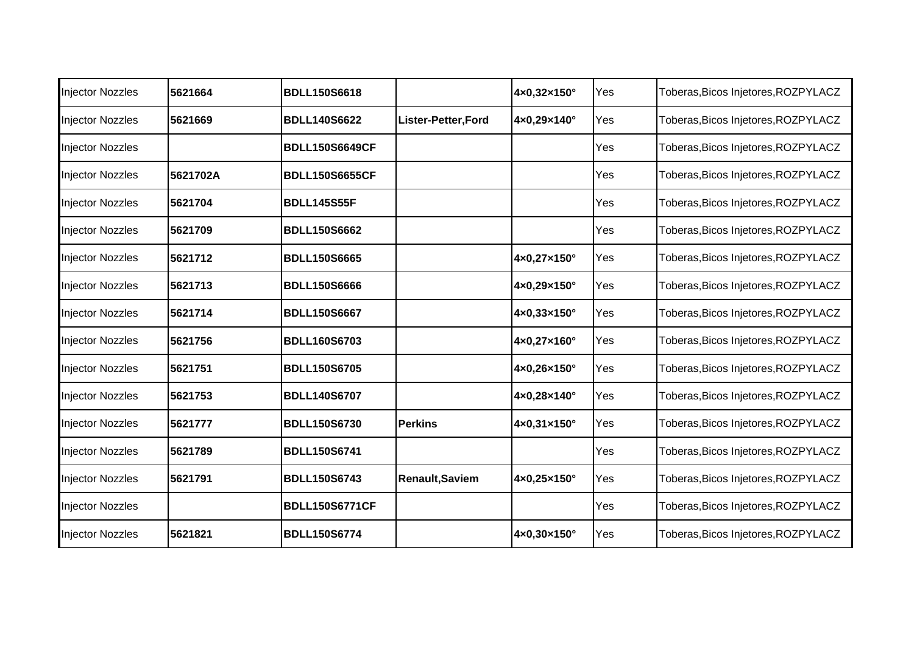| | | | | | | |
|---|---|---|---|---|---|---|
| Injector Nozzles | **5621664** | **BDLL150S6618** | | **4×0,32×150°** | Yes | Toberas,Bicos Injetores,ROZPYLACZ |
| Injector Nozzles | **5621669** | **BDLL140S6622** | **Lister-Petter,Ford** | **4×0,29×140°** | Yes | Toberas,Bicos Injetores,ROZPYLACZ |
| Injector Nozzles | | **BDLL150S6649CF** | | | Yes | Toberas,Bicos Injetores,ROZPYLACZ |
| Injector Nozzles | **5621702A** | **BDLL150S6655CF** | | | Yes | Toberas,Bicos Injetores,ROZPYLACZ |
| Injector Nozzles | **5621704** | **BDLL145S55F** | | | Yes | Toberas,Bicos Injetores,ROZPYLACZ |
| Injector Nozzles | **5621709** | **BDLL150S6662** | | | Yes | Toberas,Bicos Injetores,ROZPYLACZ |
| Injector Nozzles | **5621712** | **BDLL150S6665** | | **4×0,27×150°** | Yes | Toberas,Bicos Injetores,ROZPYLACZ |
| Injector Nozzles | **5621713** | **BDLL150S6666** | | **4×0,29×150°** | Yes | Toberas,Bicos Injetores,ROZPYLACZ |
| Injector Nozzles | **5621714** | **BDLL150S6667** | | **4×0,33×150°** | Yes | Toberas,Bicos Injetores,ROZPYLACZ |
| Injector Nozzles | **5621756** | **BDLL160S6703** | | **4×0,27×160°** | Yes | Toberas,Bicos Injetores,ROZPYLACZ |
| Injector Nozzles | **5621751** | **BDLL150S6705** | | **4×0,26×150°** | Yes | Toberas,Bicos Injetores,ROZPYLACZ |
| Injector Nozzles | **5621753** | **BDLL140S6707** | | **4×0,28×140°** | Yes | Toberas,Bicos Injetores,ROZPYLACZ |
| Injector Nozzles | **5621777** | **BDLL150S6730** | **Perkins** | **4×0,31×150°** | Yes | Toberas,Bicos Injetores,ROZPYLACZ |
| Injector Nozzles | **5621789** | **BDLL150S6741** | | | Yes | Toberas,Bicos Injetores,ROZPYLACZ |
| Injector Nozzles | **5621791** | **BDLL150S6743** | **Renault,Saviem** | **4×0,25×150°** | Yes | Toberas,Bicos Injetores,ROZPYLACZ |
| Injector Nozzles | | **BDLL150S6771CF** | | | Yes | Toberas,Bicos Injetores,ROZPYLACZ |
| Injector Nozzles | **5621821** | **BDLL150S6774** | | **4×0,30×150°** | Yes | Toberas,Bicos Injetores,ROZPYLACZ |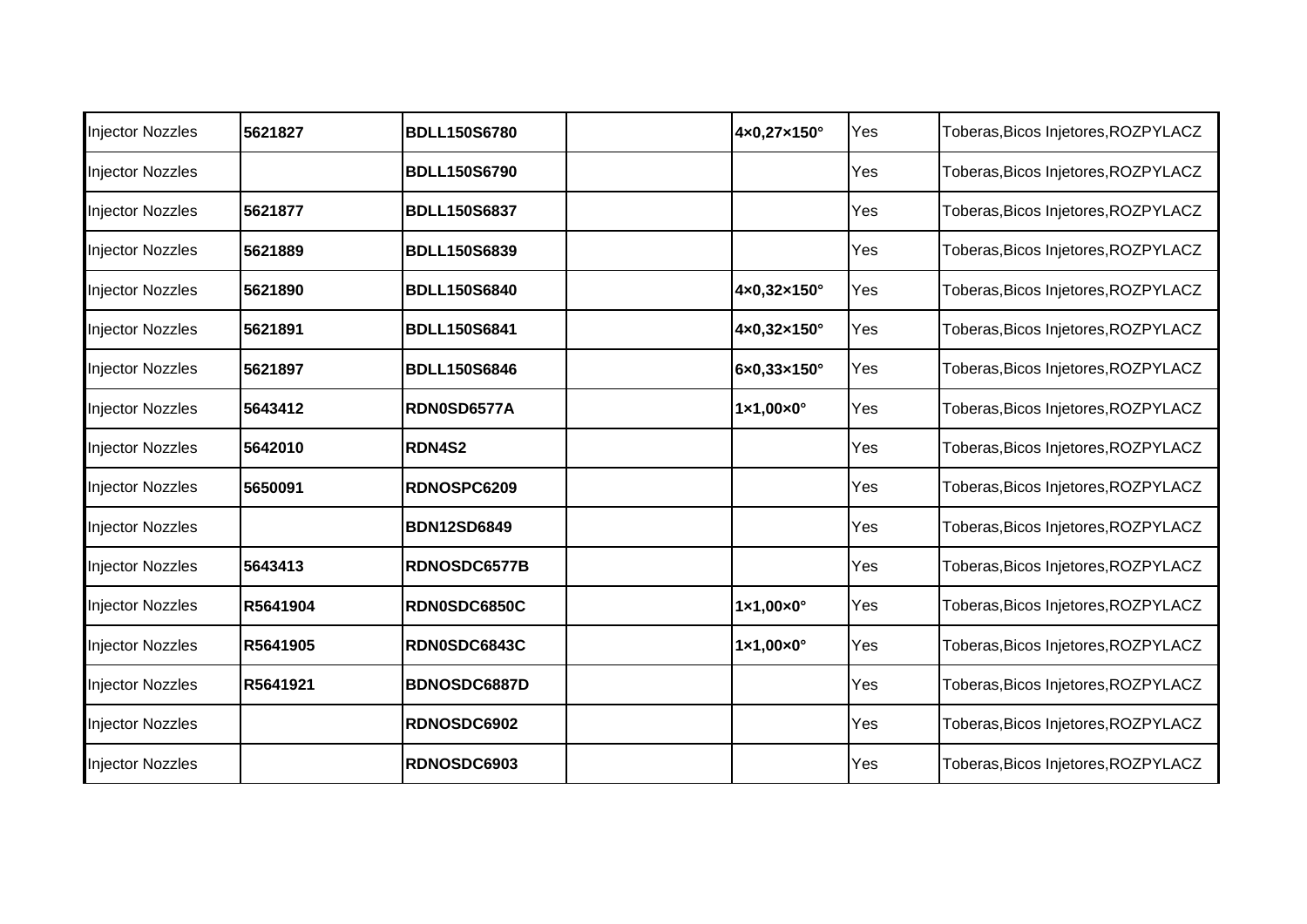| | | | | | | |
|---|---|---|---|---|---|---|
| Injector Nozzles | **5621827** | **BDLL150S6780** | | **4×0,27×150°** | Yes | Toberas,Bicos Injetores,ROZPYLACZ |
| Injector Nozzles | | **BDLL150S6790** | | | Yes | Toberas,Bicos Injetores,ROZPYLACZ |
| Injector Nozzles | **5621877** | **BDLL150S6837** | | | Yes | Toberas,Bicos Injetores,ROZPYLACZ |
| Injector Nozzles | **5621889** | **BDLL150S6839** | | | Yes | Toberas,Bicos Injetores,ROZPYLACZ |
| Injector Nozzles | **5621890** | **BDLL150S6840** | | **4×0,32×150°** | Yes | Toberas,Bicos Injetores,ROZPYLACZ |
| Injector Nozzles | **5621891** | **BDLL150S6841** | | **4×0,32×150°** | Yes | Toberas,Bicos Injetores,ROZPYLACZ |
| Injector Nozzles | **5621897** | **BDLL150S6846** | | **6×0,33×150°** | Yes | Toberas,Bicos Injetores,ROZPYLACZ |
| Injector Nozzles | **5643412** | **RDN0SD6577A** | | **1×1,00×0°** | Yes | Toberas,Bicos Injetores,ROZPYLACZ |
| Injector Nozzles | **5642010** | **RDN4S2** | | | Yes | Toberas,Bicos Injetores,ROZPYLACZ |
| Injector Nozzles | **5650091** | **RDNOSPC6209** | | | Yes | Toberas,Bicos Injetores,ROZPYLACZ |
| Injector Nozzles | | **BDN12SD6849** | | | Yes | Toberas,Bicos Injetores,ROZPYLACZ |
| Injector Nozzles | **5643413** | **RDNOSDC6577B** | | | Yes | Toberas,Bicos Injetores,ROZPYLACZ |
| Injector Nozzles | **R5641904** | **RDN0SDC6850C** | | **1×1,00×0°** | Yes | Toberas,Bicos Injetores,ROZPYLACZ |
| Injector Nozzles | **R5641905** | **RDN0SDC6843C** | | **1×1,00×0°** | Yes | Toberas,Bicos Injetores,ROZPYLACZ |
| Injector Nozzles | **R5641921** | **BDNOSDC6887D** | | | Yes | Toberas,Bicos Injetores,ROZPYLACZ |
| Injector Nozzles | | **RDNOSDC6902** | | | Yes | Toberas,Bicos Injetores,ROZPYLACZ |
| Injector Nozzles | | **RDNOSDC6903** | | | Yes | Toberas,Bicos Injetores,ROZPYLACZ |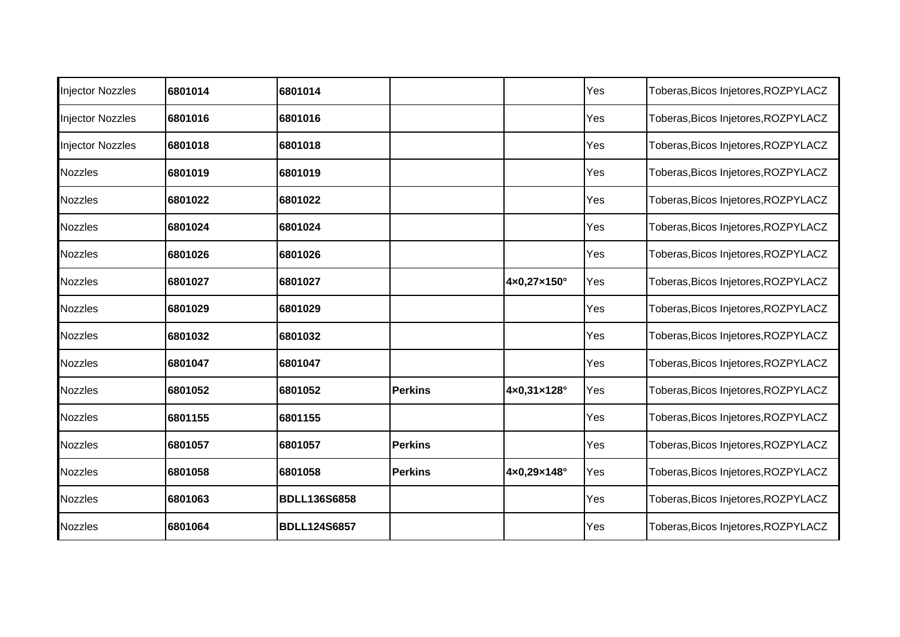| | | | | | | |
|---|---|---|---|---|---|---|
| Injector Nozzles | **6801014** | **6801014** | | | Yes | Toberas,Bicos Injetores,ROZPYLACZ |
| Injector Nozzles | **6801016** | **6801016** | | | Yes | Toberas,Bicos Injetores,ROZPYLACZ |
| Injector Nozzles | **6801018** | **6801018** | | | Yes | Toberas,Bicos Injetores,ROZPYLACZ |
| Nozzles | **6801019** | **6801019** | | | Yes | Toberas,Bicos Injetores,ROZPYLACZ |
| Nozzles | **6801022** | **6801022** | | | Yes | Toberas,Bicos Injetores,ROZPYLACZ |
| Nozzles | **6801024** | **6801024** | | | Yes | Toberas,Bicos Injetores,ROZPYLACZ |
| Nozzles | **6801026** | **6801026** | | | Yes | Toberas,Bicos Injetores,ROZPYLACZ |
| Nozzles | **6801027** | **6801027** | | **4×0,27×150°** | Yes | Toberas,Bicos Injetores,ROZPYLACZ |
| Nozzles | **6801029** | **6801029** | | | Yes | Toberas,Bicos Injetores,ROZPYLACZ |
| Nozzles | **6801032** | **6801032** | | | Yes | Toberas,Bicos Injetores,ROZPYLACZ |
| Nozzles | **6801047** | **6801047** | | | Yes | Toberas,Bicos Injetores,ROZPYLACZ |
| Nozzles | **6801052** | **6801052** | **Perkins** | **4×0,31×128°** | Yes | Toberas,Bicos Injetores,ROZPYLACZ |
| Nozzles | **6801155** | **6801155** | | | Yes | Toberas,Bicos Injetores,ROZPYLACZ |
| Nozzles | **6801057** | **6801057** | **Perkins** | | Yes | Toberas,Bicos Injetores,ROZPYLACZ |
| Nozzles | **6801058** | **6801058** | **Perkins** | **4×0,29×148°** | Yes | Toberas,Bicos Injetores,ROZPYLACZ |
| Nozzles | **6801063** | **BDLL136S6858** | | | Yes | Toberas,Bicos Injetores,ROZPYLACZ |
| Nozzles | **6801064** | **BDLL124S6857** | | | Yes | Toberas,Bicos Injetores,ROZPYLACZ |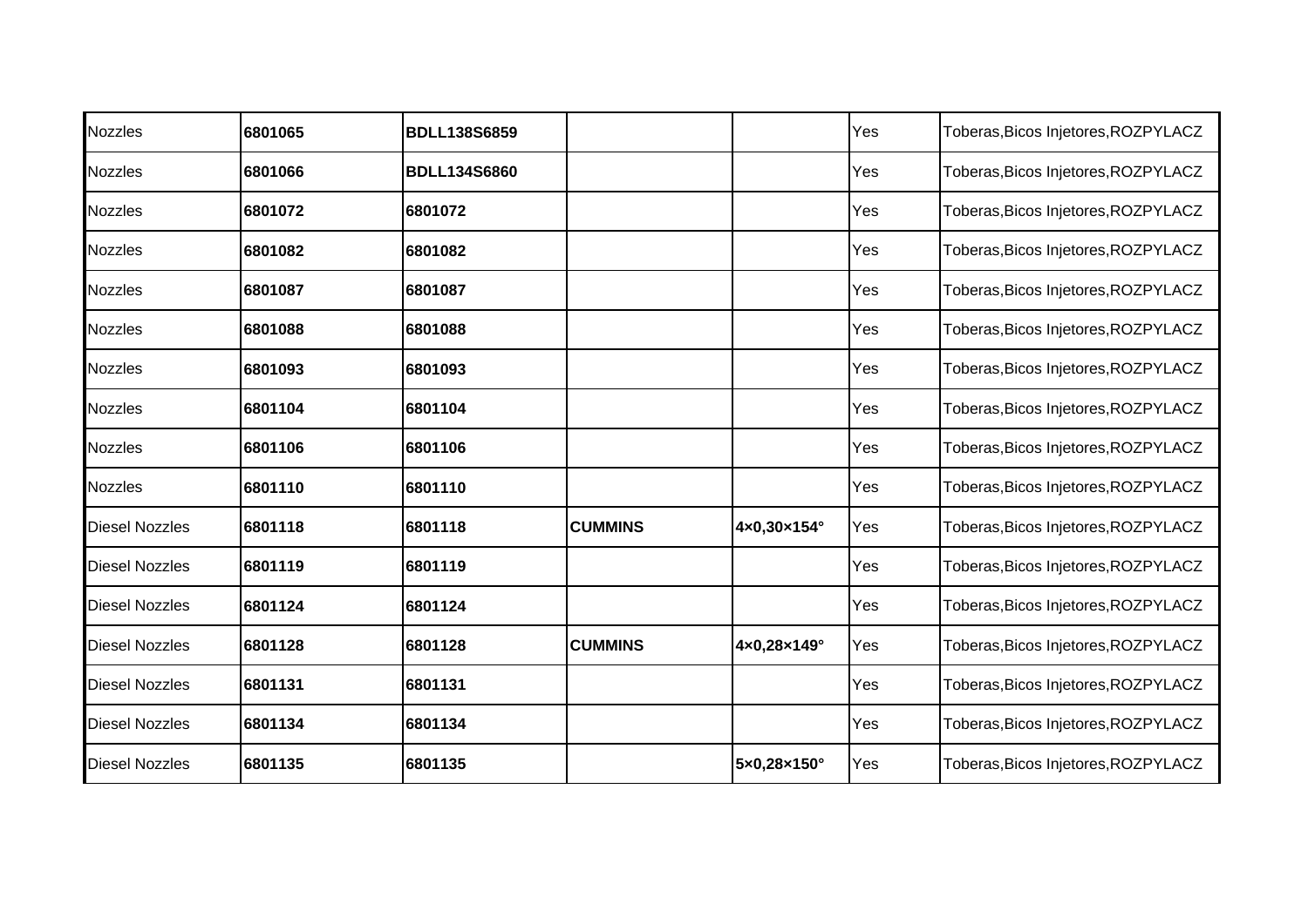| | | | | | | |
|---|---|---|---|---|---|---|
| Nozzles | **6801065** | **BDLL138S6859** | | | Yes | Toberas,Bicos Injetores,ROZPYLACZ |
| Nozzles | **6801066** | **BDLL134S6860** | | | Yes | Toberas,Bicos Injetores,ROZPYLACZ |
| Nozzles | **6801072** | **6801072** | | | Yes | Toberas,Bicos Injetores,ROZPYLACZ |
| Nozzles | **6801082** | **6801082** | | | Yes | Toberas,Bicos Injetores,ROZPYLACZ |
| Nozzles | **6801087** | **6801087** | | | Yes | Toberas,Bicos Injetores,ROZPYLACZ |
| Nozzles | **6801088** | **6801088** | | | Yes | Toberas,Bicos Injetores,ROZPYLACZ |
| Nozzles | **6801093** | **6801093** | | | Yes | Toberas,Bicos Injetores,ROZPYLACZ |
| Nozzles | **6801104** | **6801104** | | | Yes | Toberas,Bicos Injetores,ROZPYLACZ |
| Nozzles | **6801106** | **6801106** | | | Yes | Toberas,Bicos Injetores,ROZPYLACZ |
| Nozzles | **6801110** | **6801110** | | | Yes | Toberas,Bicos Injetores,ROZPYLACZ |
| Diesel Nozzles | **6801118** | **6801118** | **CUMMINS** | **4×0,30×154°** | Yes | Toberas,Bicos Injetores,ROZPYLACZ |
| Diesel Nozzles | **6801119** | **6801119** | | | Yes | Toberas,Bicos Injetores,ROZPYLACZ |
| Diesel Nozzles | **6801124** | **6801124** | | | Yes | Toberas,Bicos Injetores,ROZPYLACZ |
| Diesel Nozzles | **6801128** | **6801128** | **CUMMINS** | **4×0,28×149°** | Yes | Toberas,Bicos Injetores,ROZPYLACZ |
| Diesel Nozzles | **6801131** | **6801131** | | | Yes | Toberas,Bicos Injetores,ROZPYLACZ |
| Diesel Nozzles | **6801134** | **6801134** | | | Yes | Toberas,Bicos Injetores,ROZPYLACZ |
| Diesel Nozzles | **6801135** | **6801135** | | **5×0,28×150°** | Yes | Toberas,Bicos Injetores,ROZPYLACZ |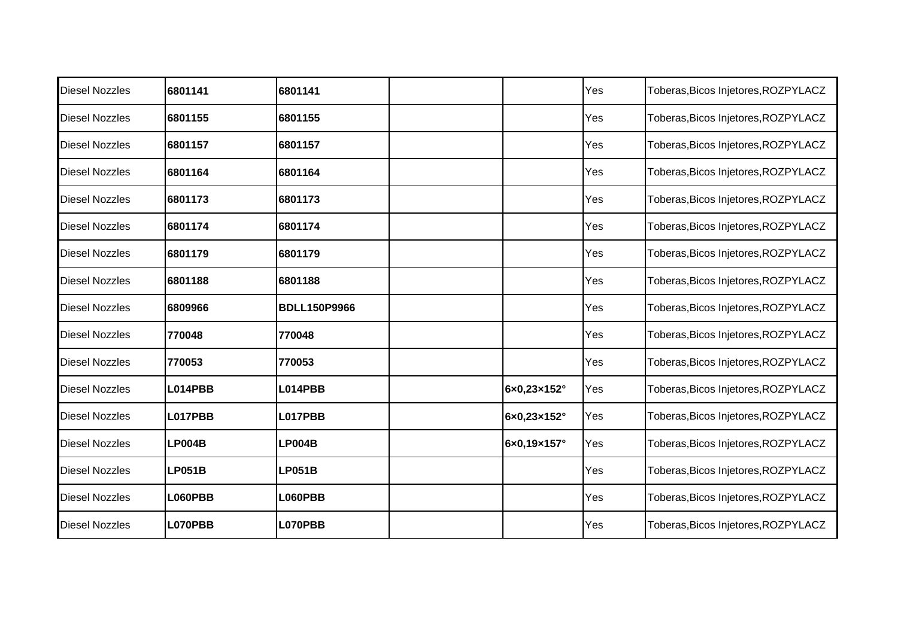| | | | | | | |
|---|---|---|---|---|---|---|
| Diesel Nozzles | **6801141** | **6801141** | | | Yes | Toberas,Bicos Injetores,ROZPYLACZ |
| Diesel Nozzles | **6801155** | **6801155** | | | Yes | Toberas,Bicos Injetores,ROZPYLACZ |
| Diesel Nozzles | **6801157** | **6801157** | | | Yes | Toberas,Bicos Injetores,ROZPYLACZ |
| Diesel Nozzles | **6801164** | **6801164** | | | Yes | Toberas,Bicos Injetores,ROZPYLACZ |
| Diesel Nozzles | **6801173** | **6801173** | | | Yes | Toberas,Bicos Injetores,ROZPYLACZ |
| Diesel Nozzles | **6801174** | **6801174** | | | Yes | Toberas,Bicos Injetores,ROZPYLACZ |
| Diesel Nozzles | **6801179** | **6801179** | | | Yes | Toberas,Bicos Injetores,ROZPYLACZ |
| Diesel Nozzles | **6801188** | **6801188** | | | Yes | Toberas,Bicos Injetores,ROZPYLACZ |
| Diesel Nozzles | **6809966** | **BDLL150P9966** | | | Yes | Toberas,Bicos Injetores,ROZPYLACZ |
| Diesel Nozzles | **770048** | **770048** | | | Yes | Toberas,Bicos Injetores,ROZPYLACZ |
| Diesel Nozzles | **770053** | **770053** | | | Yes | Toberas,Bicos Injetores,ROZPYLACZ |
| Diesel Nozzles | **L014PBB** | **L014PBB** | | **6×0,23×152°** | Yes | Toberas,Bicos Injetores,ROZPYLACZ |
| Diesel Nozzles | **L017PBB** | **L017PBB** | | **6×0,23×152°** | Yes | Toberas,Bicos Injetores,ROZPYLACZ |
| Diesel Nozzles | **LP004B** | **LP004B** | | **6×0,19×157°** | Yes | Toberas,Bicos Injetores,ROZPYLACZ |
| Diesel Nozzles | **LP051B** | **LP051B** | | | Yes | Toberas,Bicos Injetores,ROZPYLACZ |
| Diesel Nozzles | **L060PBB** | **L060PBB** | | | Yes | Toberas,Bicos Injetores,ROZPYLACZ |
| Diesel Nozzles | **L070PBB** | **L070PBB** | | | Yes | Toberas,Bicos Injetores,ROZPYLACZ |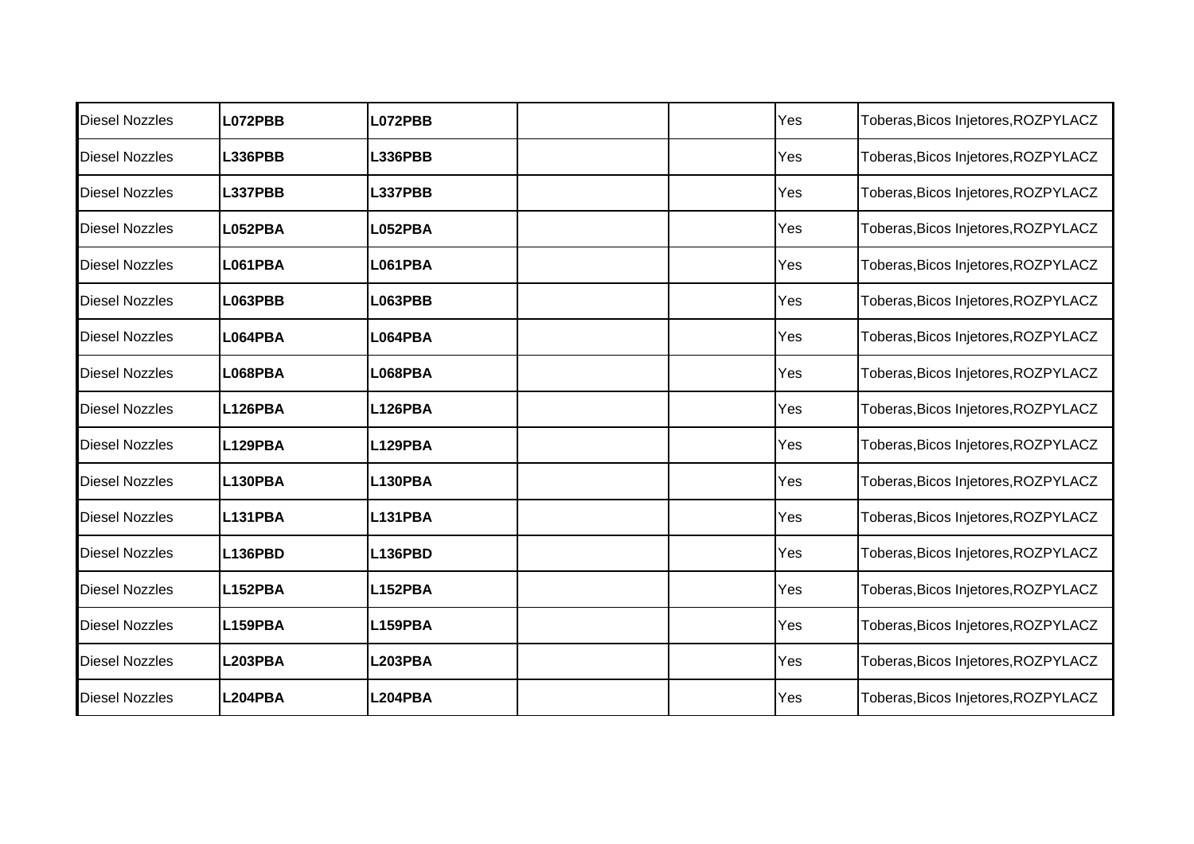| | | | | | | |
|---|---|---|---|---|---|---|
| Diesel Nozzles | **L072PBB** | **L072PBB** | | | Yes | Toberas,Bicos Injetores,ROZPYLACZ |
| Diesel Nozzles | **L336PBB** | **L336PBB** | | | Yes | Toberas,Bicos Injetores,ROZPYLACZ |
| Diesel Nozzles | **L337PBB** | **L337PBB** | | | Yes | Toberas,Bicos Injetores,ROZPYLACZ |
| Diesel Nozzles | **L052PBA** | **L052PBA** | | | Yes | Toberas,Bicos Injetores,ROZPYLACZ |
| Diesel Nozzles | **L061PBA** | **L061PBA** | | | Yes | Toberas,Bicos Injetores,ROZPYLACZ |
| Diesel Nozzles | **L063PBB** | **L063PBB** | | | Yes | Toberas,Bicos Injetores,ROZPYLACZ |
| Diesel Nozzles | **L064PBA** | **L064PBA** | | | Yes | Toberas,Bicos Injetores,ROZPYLACZ |
| Diesel Nozzles | **L068PBA** | **L068PBA** | | | Yes | Toberas,Bicos Injetores,ROZPYLACZ |
| Diesel Nozzles | **L126PBA** | **L126PBA** | | | Yes | Toberas,Bicos Injetores,ROZPYLACZ |
| Diesel Nozzles | **L129PBA** | **L129PBA** | | | Yes | Toberas,Bicos Injetores,ROZPYLACZ |
| Diesel Nozzles | **L130PBA** | **L130PBA** | | | Yes | Toberas,Bicos Injetores,ROZPYLACZ |
| Diesel Nozzles | **L131PBA** | **L131PBA** | | | Yes | Toberas,Bicos Injetores,ROZPYLACZ |
| Diesel Nozzles | **L136PBD** | **L136PBD** | | | Yes | Toberas,Bicos Injetores,ROZPYLACZ |
| Diesel Nozzles | **L152PBA** | **L152PBA** | | | Yes | Toberas,Bicos Injetores,ROZPYLACZ |
| Diesel Nozzles | **L159PBA** | **L159PBA** | | | Yes | Toberas,Bicos Injetores,ROZPYLACZ |
| Diesel Nozzles | **L203PBA** | **L203PBA** | | | Yes | Toberas,Bicos Injetores,ROZPYLACZ |
| Diesel Nozzles | **L204PBA** | **L204PBA** | | | Yes | Toberas,Bicos Injetores,ROZPYLACZ |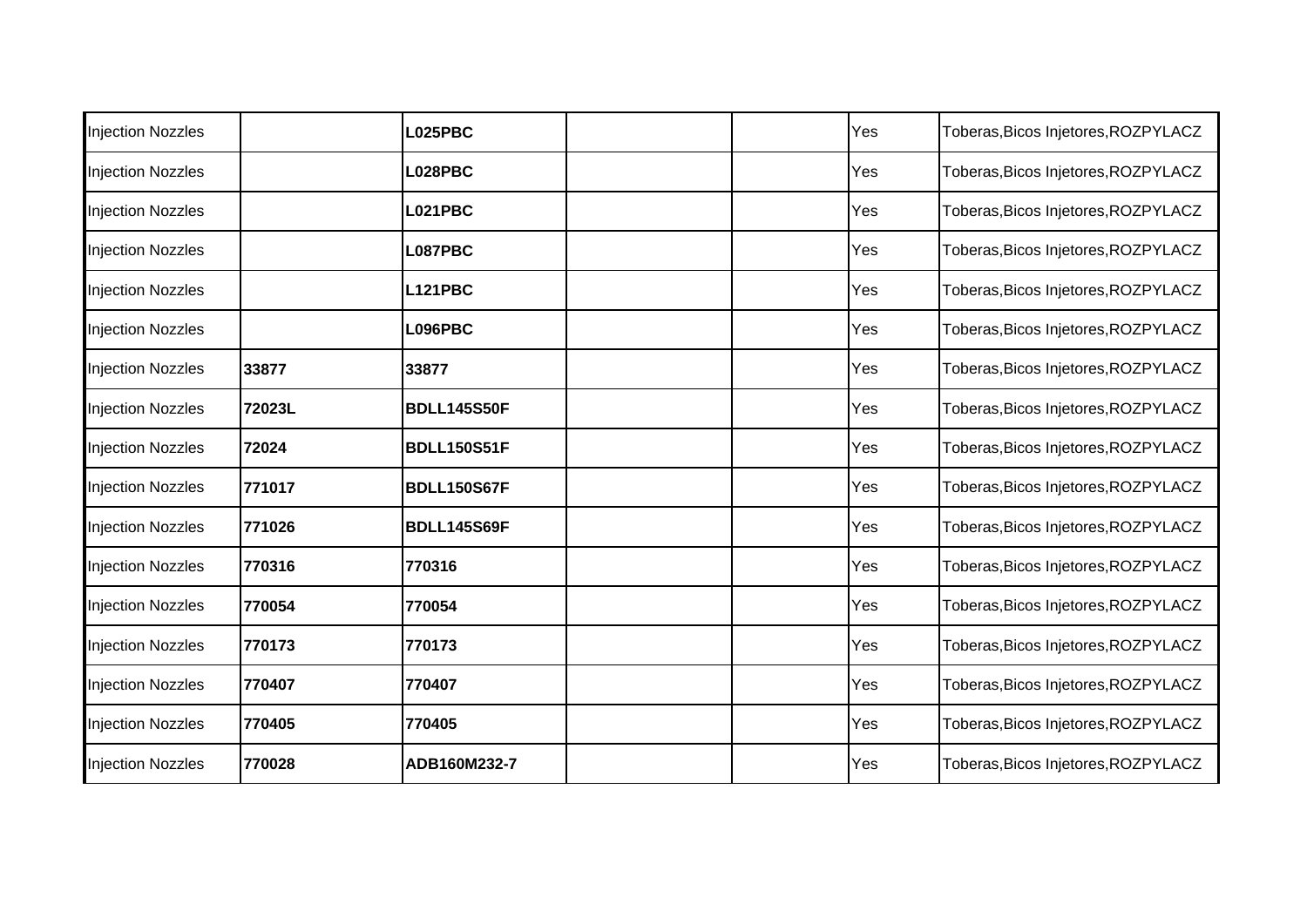| | | | | | | |
|---|---|---|---|---|---|---|
| Injection Nozzles | | **L025PBC** | | | Yes | Toberas,Bicos Injetores,ROZPYLACZ |
| Injection Nozzles | | **L028PBC** | | | Yes | Toberas,Bicos Injetores,ROZPYLACZ |
| Injection Nozzles | | **L021PBC** | | | Yes | Toberas,Bicos Injetores,ROZPYLACZ |
| Injection Nozzles | | **L087PBC** | | | Yes | Toberas,Bicos Injetores,ROZPYLACZ |
| Injection Nozzles | | **L121PBC** | | | Yes | Toberas,Bicos Injetores,ROZPYLACZ |
| Injection Nozzles | | **L096PBC** | | | Yes | Toberas,Bicos Injetores,ROZPYLACZ |
| Injection Nozzles | **33877** | **33877** | | | Yes | Toberas,Bicos Injetores,ROZPYLACZ |
| Injection Nozzles | **72023L** | **BDLL145S50F** | | | Yes | Toberas,Bicos Injetores,ROZPYLACZ |
| Injection Nozzles | **72024** | **BDLL150S51F** | | | Yes | Toberas,Bicos Injetores,ROZPYLACZ |
| Injection Nozzles | **771017** | **BDLL150S67F** | | | Yes | Toberas,Bicos Injetores,ROZPYLACZ |
| Injection Nozzles | **771026** | **BDLL145S69F** | | | Yes | Toberas,Bicos Injetores,ROZPYLACZ |
| Injection Nozzles | **770316** | **770316** | | | Yes | Toberas,Bicos Injetores,ROZPYLACZ |
| Injection Nozzles | **770054** | **770054** | | | Yes | Toberas,Bicos Injetores,ROZPYLACZ |
| Injection Nozzles | **770173** | **770173** | | | Yes | Toberas,Bicos Injetores,ROZPYLACZ |
| Injection Nozzles | **770407** | **770407** | | | Yes | Toberas,Bicos Injetores,ROZPYLACZ |
| Injection Nozzles | **770405** | **770405** | | | Yes | Toberas,Bicos Injetores,ROZPYLACZ |
| Injection Nozzles | **770028** | **ADB160M232-7** | | | Yes | Toberas,Bicos Injetores,ROZPYLACZ |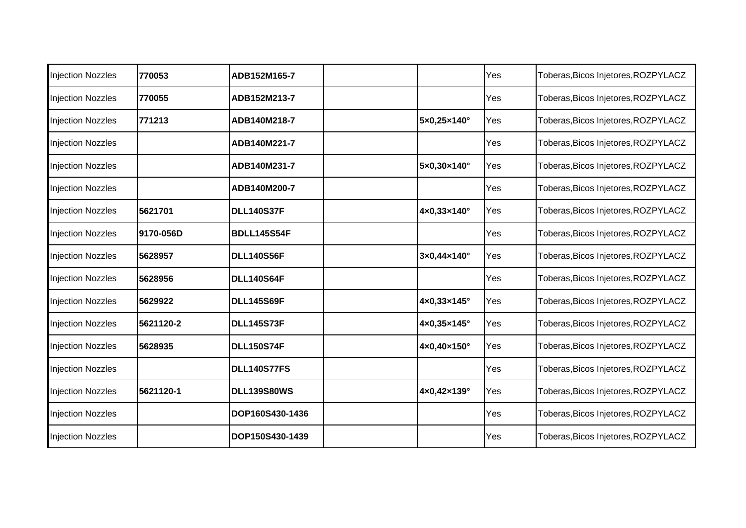| | | | | | | |
|---|---|---|---|---|---|---|
| Injection Nozzles | **770053** | **ADB152M165-7** | | | Yes | Toberas,Bicos Injetores,ROZPYLACZ |
| Injection Nozzles | **770055** | **ADB152M213-7** | | | Yes | Toberas,Bicos Injetores,ROZPYLACZ |
| Injection Nozzles | **771213** | **ADB140M218-7** | | **5×0,25×140°** | Yes | Toberas,Bicos Injetores,ROZPYLACZ |
| Injection Nozzles | | **ADB140M221-7** | | | Yes | Toberas,Bicos Injetores,ROZPYLACZ |
| Injection Nozzles | | **ADB140M231-7** | | **5×0,30×140°** | Yes | Toberas,Bicos Injetores,ROZPYLACZ |
| Injection Nozzles | | **ADB140M200-7** | | | Yes | Toberas,Bicos Injetores,ROZPYLACZ |
| Injection Nozzles | **5621701** | **DLL140S37F** | | **4×0,33×140°** | Yes | Toberas,Bicos Injetores,ROZPYLACZ |
| Injection Nozzles | **9170-056D** | **BDLL145S54F** | | | Yes | Toberas,Bicos Injetores,ROZPYLACZ |
| Injection Nozzles | **5628957** | **DLL140S56F** | | **3×0,44×140°** | Yes | Toberas,Bicos Injetores,ROZPYLACZ |
| Injection Nozzles | **5628956** | **DLL140S64F** | | | Yes | Toberas,Bicos Injetores,ROZPYLACZ |
| Injection Nozzles | **5629922** | **DLL145S69F** | | **4×0,33×145°** | Yes | Toberas,Bicos Injetores,ROZPYLACZ |
| Injection Nozzles | **5621120-2** | **DLL145S73F** | | **4×0,35×145°** | Yes | Toberas,Bicos Injetores,ROZPYLACZ |
| Injection Nozzles | **5628935** | **DLL150S74F** | | **4×0,40×150°** | Yes | Toberas,Bicos Injetores,ROZPYLACZ |
| Injection Nozzles | | **DLL140S77FS** | | | Yes | Toberas,Bicos Injetores,ROZPYLACZ |
| Injection Nozzles | **5621120-1** | **DLL139S80WS** | | **4×0,42×139°** | Yes | Toberas,Bicos Injetores,ROZPYLACZ |
| Injection Nozzles | | **DOP160S430-1436** | | | Yes | Toberas,Bicos Injetores,ROZPYLACZ |
| Injection Nozzles | | **DOP150S430-1439** | | | Yes | Toberas,Bicos Injetores,ROZPYLACZ |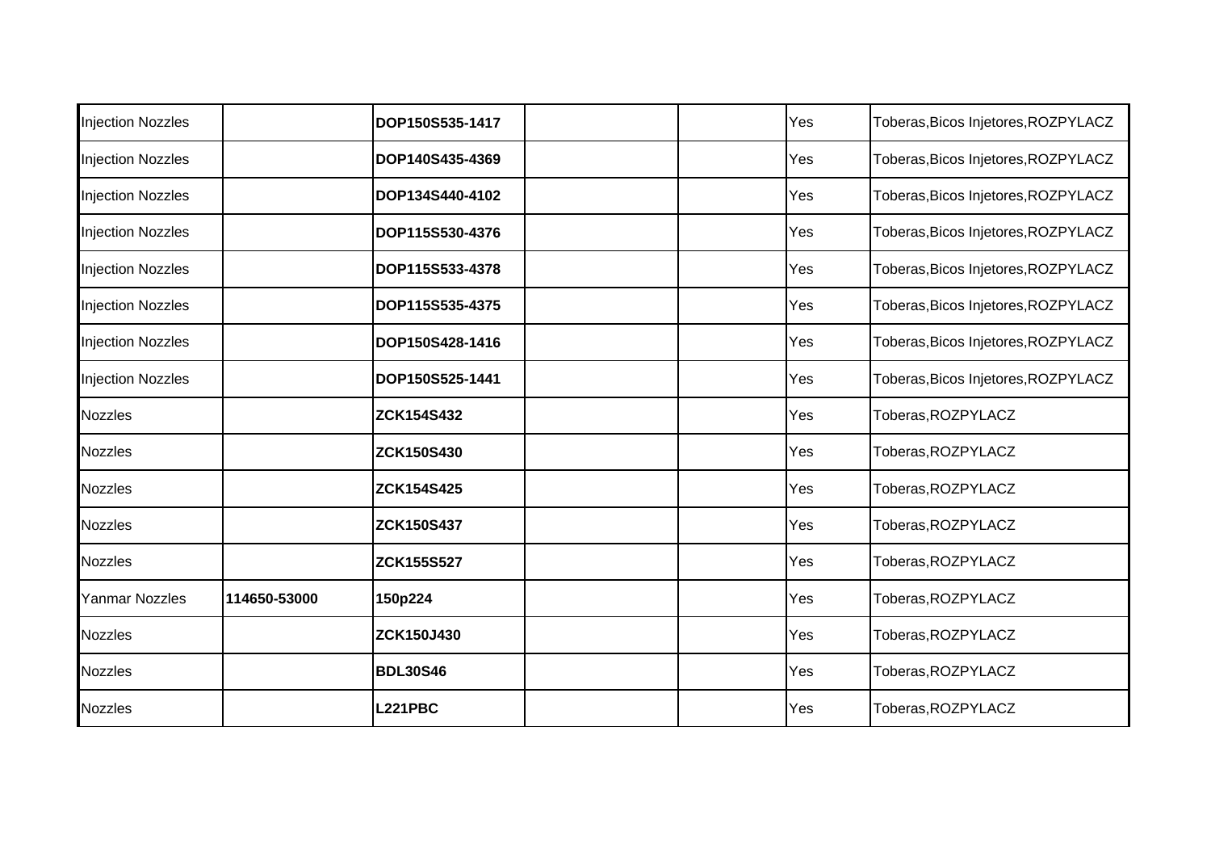| | | | | | | |
|---|---|---|---|---|---|---|
| Injection Nozzles | | **DOP150S535-1417** | | | Yes | Toberas,Bicos Injetores,ROZPYLACZ |
| Injection Nozzles | | **DOP140S435-4369** | | | Yes | Toberas,Bicos Injetores,ROZPYLACZ |
| Injection Nozzles | | **DOP134S440-4102** | | | Yes | Toberas,Bicos Injetores,ROZPYLACZ |
| Injection Nozzles | | **DOP115S530-4376** | | | Yes | Toberas,Bicos Injetores,ROZPYLACZ |
| Injection Nozzles | | **DOP115S533-4378** | | | Yes | Toberas,Bicos Injetores,ROZPYLACZ |
| Injection Nozzles | | **DOP115S535-4375** | | | Yes | Toberas,Bicos Injetores,ROZPYLACZ |
| Injection Nozzles | | **DOP150S428-1416** | | | Yes | Toberas,Bicos Injetores,ROZPYLACZ |
| Injection Nozzles | | **DOP150S525-1441** | | | Yes | Toberas,Bicos Injetores,ROZPYLACZ |
| Nozzles | | **ZCK154S432** | | | Yes | Toberas,ROZPYLACZ |
| Nozzles | | **ZCK150S430** | | | Yes | Toberas,ROZPYLACZ |
| Nozzles | | **ZCK154S425** | | | Yes | Toberas,ROZPYLACZ |
| Nozzles | | **ZCK150S437** | | | Yes | Toberas,ROZPYLACZ |
| Nozzles | | **ZCK155S527** | | | Yes | Toberas,ROZPYLACZ |
| Yanmar Nozzles | **114650-53000** | **150p224** | | | Yes | Toberas,ROZPYLACZ |
| Nozzles | | **ZCK150J430** | | | Yes | Toberas,ROZPYLACZ |
| Nozzles | | **BDL30S46** | | | Yes | Toberas,ROZPYLACZ |
| Nozzles | | **L221PBC** | | | Yes | Toberas,ROZPYLACZ |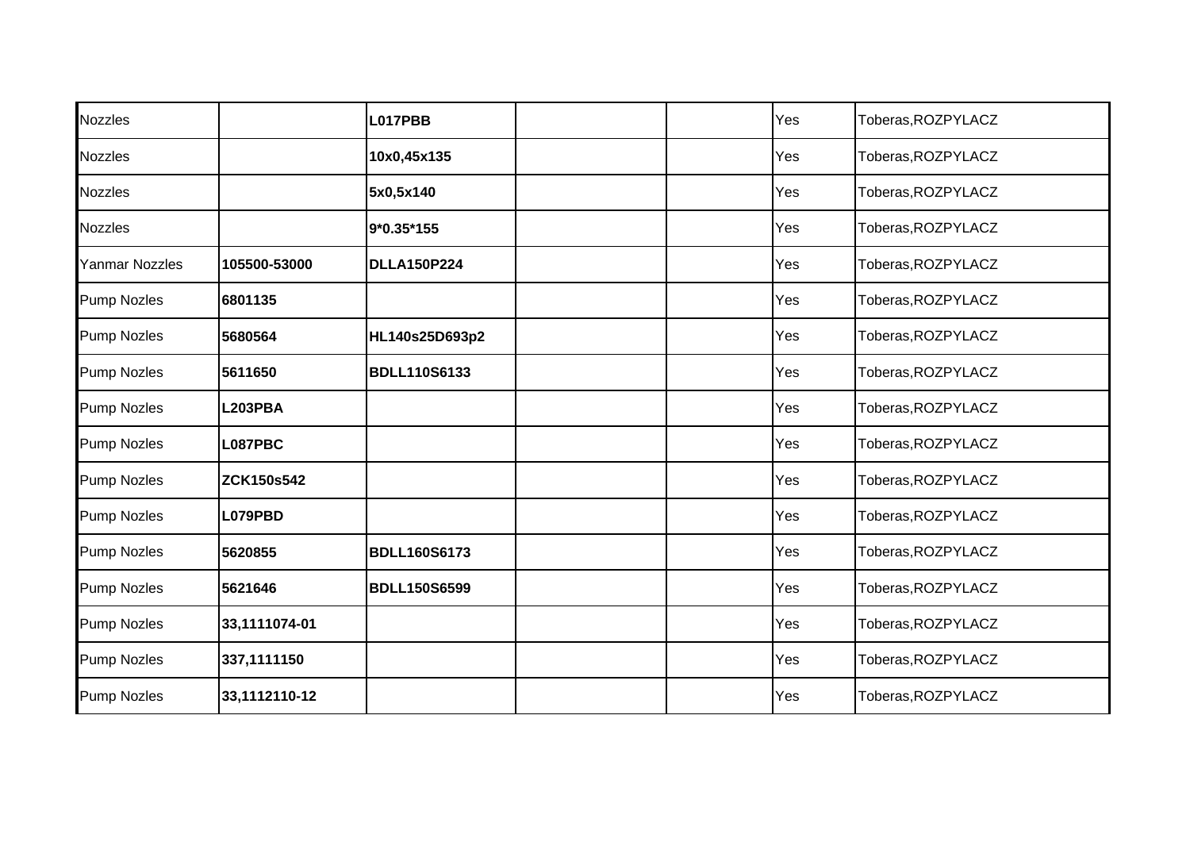| | | | | | | |
|---|---|---|---|---|---|---|
| Nozzles | | **L017PBB** | | | Yes | Toberas,ROZPYLACZ |
| Nozzles | | **10x0,45x135** | | | Yes | Toberas,ROZPYLACZ |
| Nozzles | | **5x0,5x140** | | | Yes | Toberas,ROZPYLACZ |
| Nozzles | | **9*0.35*155** | | | Yes | Toberas,ROZPYLACZ |
| Yanmar Nozzles | **105500-53000** | **DLLA150P224** | | | Yes | Toberas,ROZPYLACZ |
| Pump Nozles | **6801135** | | | | Yes | Toberas,ROZPYLACZ |
| Pump Nozles | **5680564** | **HL140s25D693p2** | | | Yes | Toberas,ROZPYLACZ |
| Pump Nozles | **5611650** | **BDLL110S6133** | | | Yes | Toberas,ROZPYLACZ |
| Pump Nozles | **L203PBA** | | | | Yes | Toberas,ROZPYLACZ |
| Pump Nozles | **L087PBC** | | | | Yes | Toberas,ROZPYLACZ |
| Pump Nozles | **ZCK150s542** | | | | Yes | Toberas,ROZPYLACZ |
| Pump Nozles | **L079PBD** | | | | Yes | Toberas,ROZPYLACZ |
| Pump Nozles | **5620855** | **BDLL160S6173** | | | Yes | Toberas,ROZPYLACZ |
| Pump Nozles | **5621646** | **BDLL150S6599** | | | Yes | Toberas,ROZPYLACZ |
| Pump Nozles | **33,1111074-01** | | | | Yes | Toberas,ROZPYLACZ |
| Pump Nozles | **337,1111150** | | | | Yes | Toberas,ROZPYLACZ |
| Pump Nozles | **33,1112110-12** | | | | Yes | Toberas,ROZPYLACZ |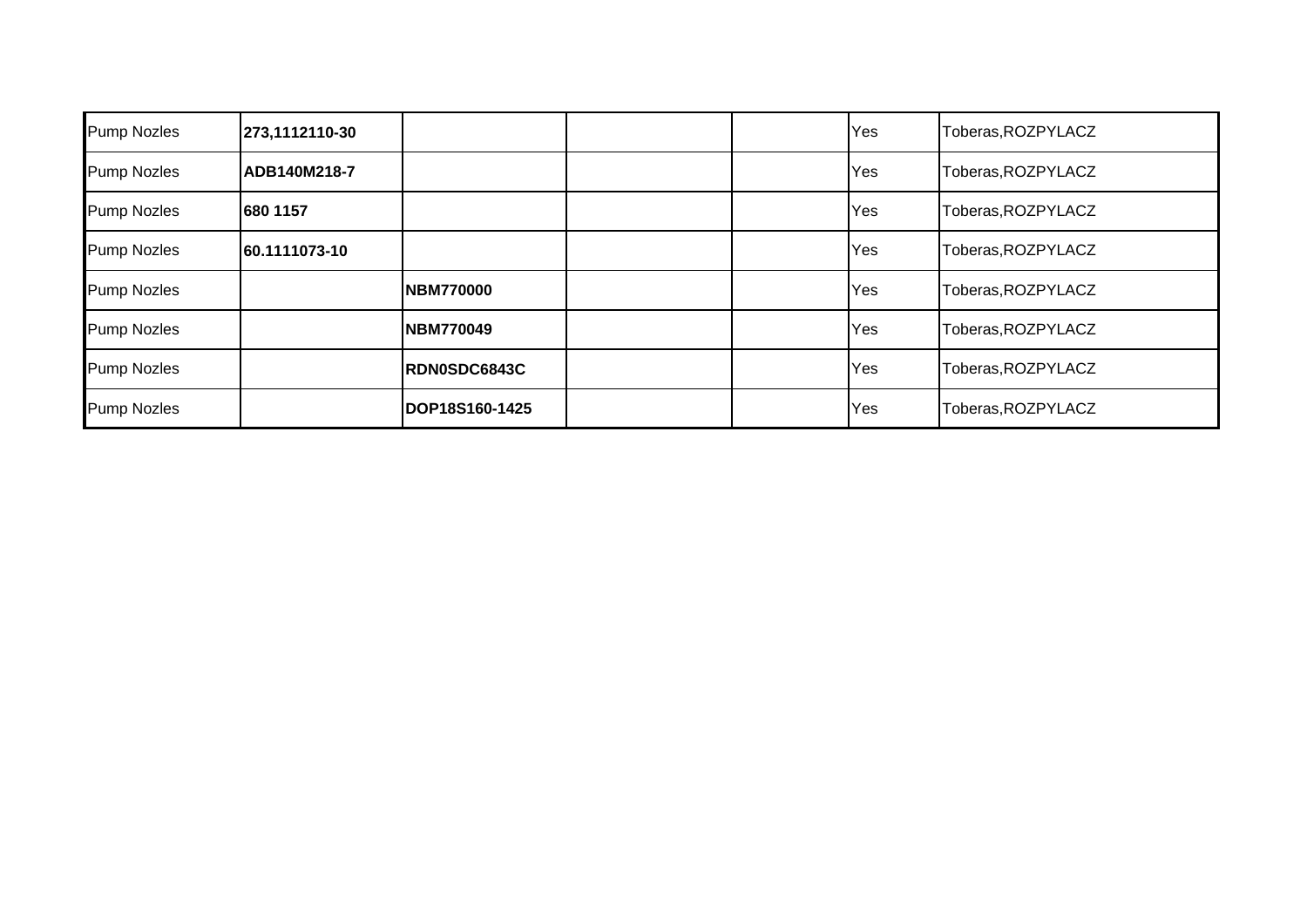| | | | | | | |
|---|---|---|---|---|---|---|
| Pump Nozles | **273,1112110-30** | | | | Yes | Toberas,ROZPYLACZ |
| Pump Nozles | **ADB140M218-7** | | | | Yes | Toberas,ROZPYLACZ |
| Pump Nozles | **680 1157** | | | | Yes | Toberas,ROZPYLACZ |
| Pump Nozles | **60.1111073-10** | | | | Yes | Toberas,ROZPYLACZ |
| Pump Nozles | | **NBM770000** | | | Yes | Toberas,ROZPYLACZ |
| Pump Nozles | | **NBM770049** | | | Yes | Toberas,ROZPYLACZ |
| Pump Nozles | | **RDN0SDC6843C** | | | Yes | Toberas,ROZPYLACZ |
| Pump Nozles | | **DOP18S160-1425** | | | Yes | Toberas,ROZPYLACZ |